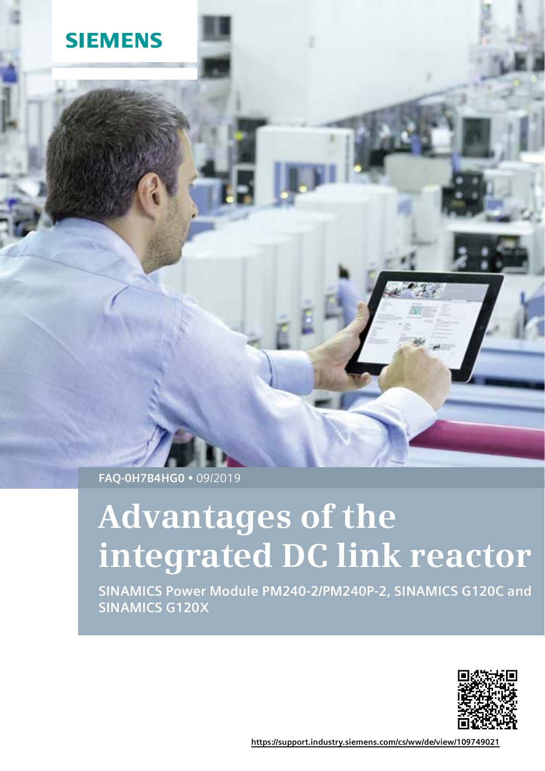SIEMENS

FAQ-0H7B4HG0 • 09/2019

# Advantages of the integrated DC link reactor

**SINAMICS Power Module PM240-2/PM240P-2, SINAMICS G120C and SINAMICS G120X**

https://support.industry.siemens.com/cs/ww/de/view/109749021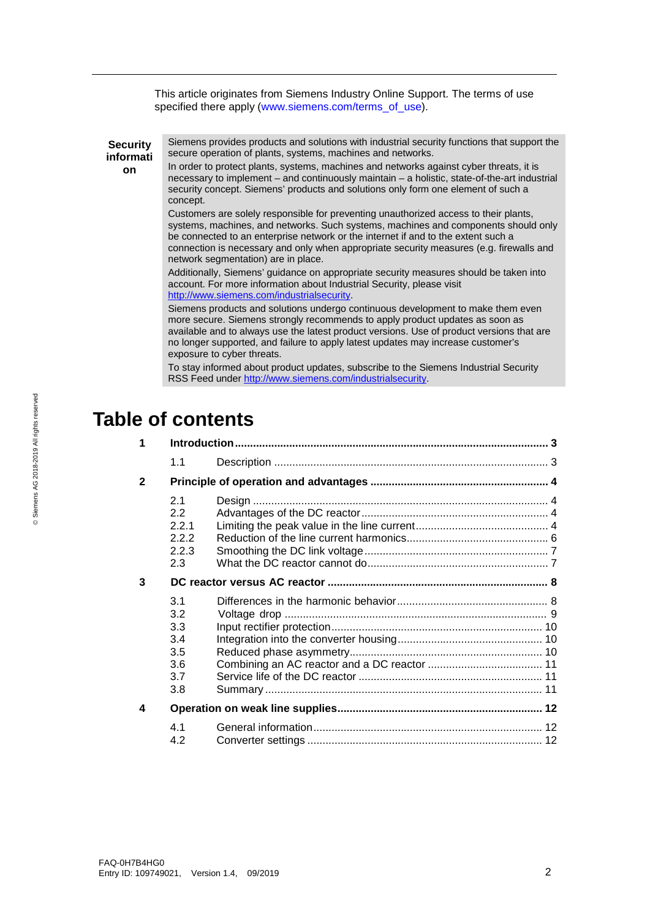This article originates from Siemens Industry Online Support. The terms of use specified there apply (www.siemens.com/terms_of_use).

**Security information**

Siemens provides products and solutions with industrial security functions that support the secure operation of plants, systems, machines and networks.

In order to protect plants, systems, machines and networks against cyber threats, it is necessary to implement – and continuously maintain – a holistic, state-of-the-art industrial security concept. Siemens' products and solutions only form one element of such a concept.

Customers are solely responsible for preventing unauthorized access to their plants, systems, machines and networks. Such systems, machines and components should only be connected to an enterprise network or the internet if and to the extent such a connection is necessary and only when appropriate security measures (e.g. firewalls and network segmentation) are in place.

Additionally, Siemens' guidance on appropriate security measures should be taken into account. For more information about Industrial Security, please visit http://www.siemens.com/industrialsecurity.

Siemens products and solutions undergo continuous development to make them even more secure. Siemens strongly recommends to apply product updates as soon as available and to always use the latest product versions. Use of product versions that are no longer supported, and failure to apply latest updates may increase customer's exposure to cyber threats.

To stay informed about product updates, subscribe to the Siemens Industrial Security RSS Feed under http://www.siemens.com/industrialsecurity.

# Table of contents

- **1 Introduction ... 3**
  - 1.1 Description ... 3
- **2 Principle of operation and advantages ... 4**
  - 2.1 Design ... 4
  - 2.2 Advantages of the DC reactor ... 4
  - 2.2.1 Limiting the peak value in the line current ... 4
  - 2.2.2 Reduction of the line current harmonics ... 6
  - 2.2.3 Smoothing the DC link voltage ... 7
  - 2.3 What the DC reactor cannot do ... 7
- **3 DC reactor versus AC reactor ... 8**
  - 3.1 Differences in the harmonic behavior ... 8
  - 3.2 Voltage drop ... 9
  - 3.3 Input rectifier protection ... 10
  - 3.4 Integration into the converter housing ... 10
  - 3.5 Reduced phase asymmetry ... 10
  - 3.6 Combining an AC reactor and a DC reactor ... 11
  - 3.7 Service life of the DC reactor ... 11
  - 3.8 Summary ... 11
- **4 Operation on weak line supplies ... 12**
  - 4.1 General information ... 12
  - 4.2 Converter settings ... 12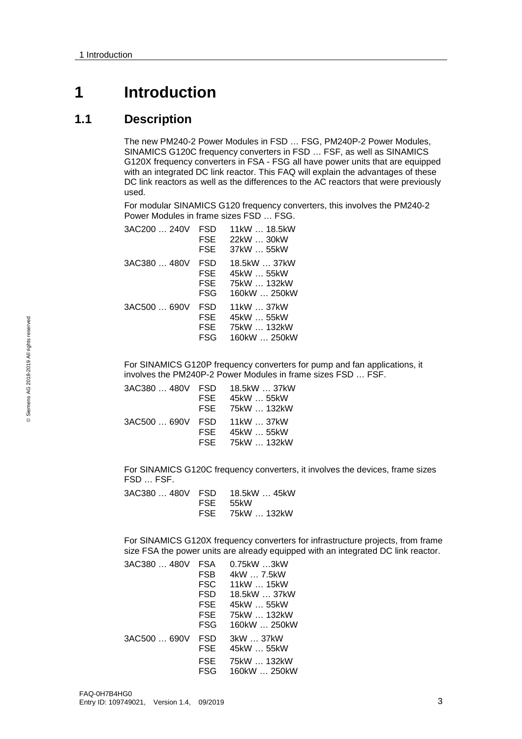# 1 Introduction

## 1.1 Description

The new PM240-2 Power Modules in FSD … FSG, PM240P-2 Power Modules, SINAMICS G120C frequency converters in FSD … FSF, as well as SINAMICS G120X frequency converters in FSA - FSG all have power units that are equipped with an integrated DC link reactor. This FAQ will explain the advantages of these DC link reactors as well as the differences to the AC reactors that were previously used.

For modular SINAMICS G120 frequency converters, this involves the PM240-2 Power Modules in frame sizes FSD … FSG.

| | | |
|---|---|---|
| 3AC200 … 240V | FSD | 11kW … 18.5kW |
| | FSE | 22kW … 30kW |
| | FSE | 37kW … 55kW |
| 3AC380 … 480V | FSD | 18.5kW … 37kW |
| | FSE | 45kW … 55kW |
| | FSE | 75kW … 132kW |
| | FSG | 160kW … 250kW |
| 3AC500 … 690V | FSD | 11kW … 37kW |
| | FSE | 45kW … 55kW |
| | FSE | 75kW … 132kW |
| | FSG | 160kW … 250kW |

For SINAMICS G120P frequency converters for pump and fan applications, it involves the PM240P-2 Power Modules in frame sizes FSD … FSF.

| | | |
|---|---|---|
| 3AC380 … 480V | FSD | 18.5kW … 37kW |
| | FSE | 45kW … 55kW |
| | FSE | 75kW … 132kW |
| 3AC500 … 690V | FSD | 11kW … 37kW |
| | FSE | 45kW … 55kW |
| | FSE | 75kW … 132kW |

For SINAMICS G120C frequency converters, it involves the devices, frame sizes FSD … FSF.

| | | |
|---|---|---|
| 3AC380 … 480V | FSD | 18.5kW … 45kW |
| | FSE | 55kW |
| | FSE | 75kW … 132kW |

For SINAMICS G120X frequency converters for infrastructure projects, from frame size FSA the power units are already equipped with an integrated DC link reactor.

| | | |
|---|---|---|
| 3AC380 … 480V | FSA | 0.75kW …3kW |
| | FSB | 4kW … 7.5kW |
| | FSC | 11kW … 15kW |
| | FSD | 18.5kW … 37kW |
| | FSE | 45kW … 55kW |
| | FSE | 75kW … 132kW |
| | FSG | 160kW … 250kW |
| 3AC500 … 690V | FSD | 3kW … 37kW |
| | FSE | 45kW … 55kW |
| | FSE | 75kW … 132kW |
| | FSG | 160kW … 250kW |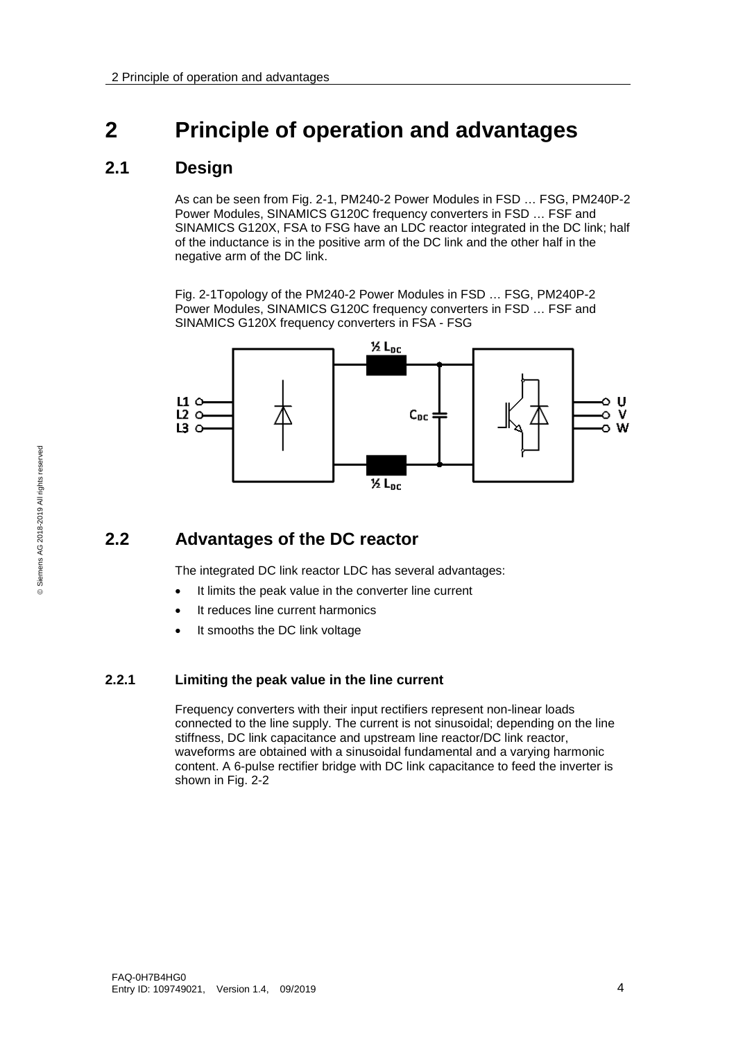# 2 Principle of operation and advantages

## 2.1 Design

As can be seen from Fig. 2-1, PM240-2 Power Modules in FSD … FSG, PM240P-2 Power Modules, SINAMICS G120C frequency converters in FSD … FSF and SINAMICS G120X, FSA to FSG have an LDC reactor integrated in the DC link; half of the inductance is in the positive arm of the DC link and the other half in the negative arm of the DC link.

Fig. 2-1Topology of the PM240-2 Power Modules in FSD … FSG, PM240P-2 Power Modules, SINAMICS G120C frequency converters in FSD … FSF and SINAMICS G120X frequency converters in FSA - FSG

## 2.2 Advantages of the DC reactor

The integrated DC link reactor LDC has several advantages:

- It limits the peak value in the converter line current
- It reduces line current harmonics
- It smooths the DC link voltage

### 2.2.1 Limiting the peak value in the line current

Frequency converters with their input rectifiers represent non-linear loads connected to the line supply. The current is not sinusoidal; depending on the line stiffness, DC link capacitance and upstream line reactor/DC link reactor, waveforms are obtained with a sinusoidal fundamental and a varying harmonic content. A 6-pulse rectifier bridge with DC link capacitance to feed the inverter is shown in Fig. 2-2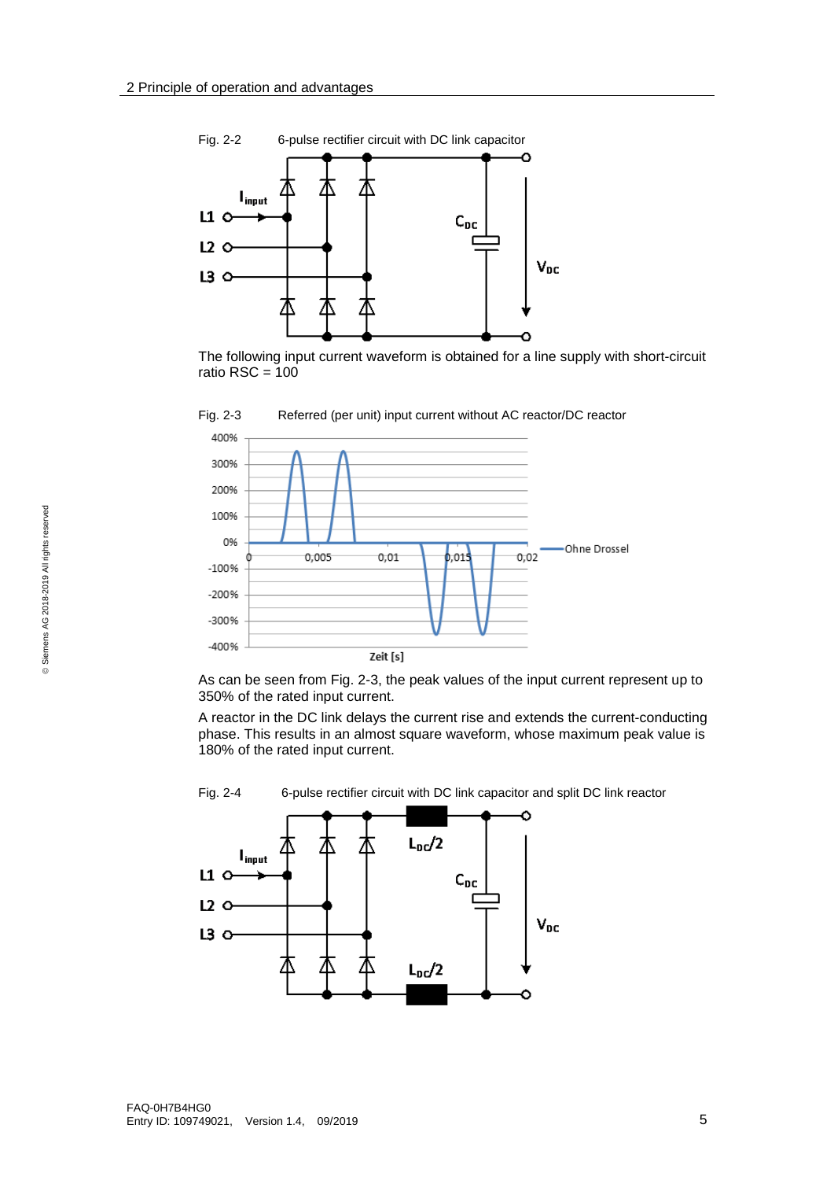Fig. 2-2 6-pulse rectifier circuit with DC link capacitor

The following input current waveform is obtained for a line supply with short-circuit ratio RSC = 100

Fig. 2-3 Referred (per unit) input current without AC reactor/DC reactor

As can be seen from Fig. 2-3, the peak values of the input current represent up to 350% of the rated input current.

A reactor in the DC link delays the current rise and extends the current-conducting phase. This results in an almost square waveform, whose maximum peak value is 180% of the rated input current.

Fig. 2-4 6-pulse rectifier circuit with DC link capacitor and split DC link reactor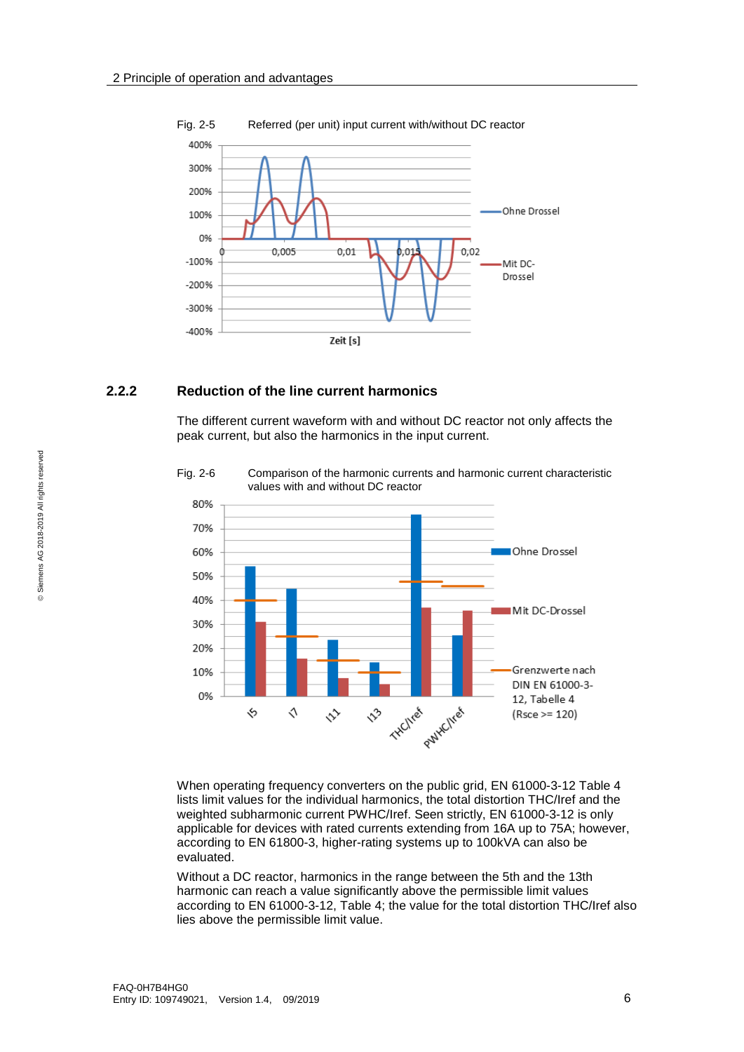Fig. 2-5 Referred (per unit) input current with/without DC reactor

### 2.2.2 Reduction of the line current harmonics

The different current waveform with and without DC reactor not only affects the peak current, but also the harmonics in the input current.

Fig. 2-6 Comparison of the harmonic currents and harmonic current characteristic values with and without DC reactor

When operating frequency converters on the public grid, EN 61000-3-12 Table 4 lists limit values for the individual harmonics, the total distortion THC/Iref and the weighted subharmonic current PWHC/Iref. Seen strictly, EN 61000-3-12 is only applicable for devices with rated currents extending from 16A up to 75A; however, according to EN 61800-3, higher-rating systems up to 100kVA can also be evaluated.

Without a DC reactor, harmonics in the range between the 5th and the 13th harmonic can reach a value significantly above the permissible limit values according to EN 61000-3-12, Table 4; the value for the total distortion THC/Iref also lies above the permissible limit value.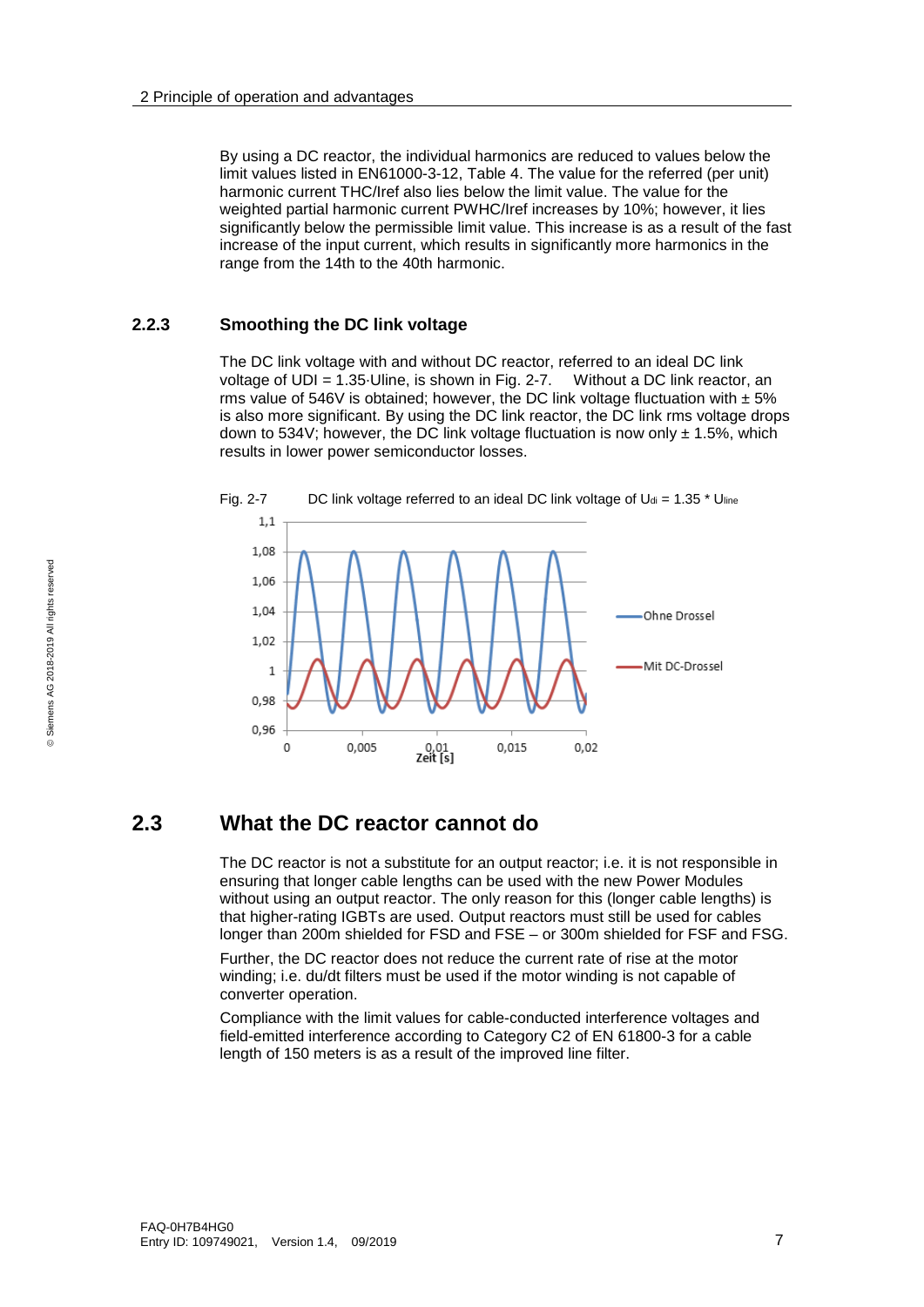By using a DC reactor, the individual harmonics are reduced to values below the limit values listed in EN61000-3-12, Table 4. The value for the referred (per unit) harmonic current THC/Iref also lies below the limit value. The value for the weighted partial harmonic current PWHC/Iref increases by 10%; however, it lies significantly below the permissible limit value. This increase is as a result of the fast increase of the input current, which results in significantly more harmonics in the range from the 14th to the 40th harmonic.

### 2.2.3 Smoothing the DC link voltage

The DC link voltage with and without DC reactor, referred to an ideal DC link voltage of UDI = 1.35·Uline, is shown in Fig. 2-7. Without a DC link reactor, an rms value of 546V is obtained; however, the DC link voltage fluctuation with ± 5% is also more significant. By using the DC link reactor, the DC link rms voltage drops down to 534V; however, the DC link voltage fluctuation is now only ± 1.5%, which results in lower power semiconductor losses.

Fig. 2-7 DC link voltage referred to an ideal DC link voltage of $U_{di}$ = 1.35 * $U_{line}$

## 2.3 What the DC reactor cannot do

The DC reactor is not a substitute for an output reactor; i.e. it is not responsible in ensuring that longer cable lengths can be used with the new Power Modules without using an output reactor. The only reason for this (longer cable lengths) is that higher-rating IGBTs are used. Output reactors must still be used for cables longer than 200m shielded for FSD and FSE – or 300m shielded for FSF and FSG.

Further, the DC reactor does not reduce the current rate of rise at the motor winding; i.e. du/dt filters must be used if the motor winding is not capable of converter operation.

Compliance with the limit values for cable-conducted interference voltages and field-emitted interference according to Category C2 of EN 61800-3 for a cable length of 150 meters is as a result of the improved line filter.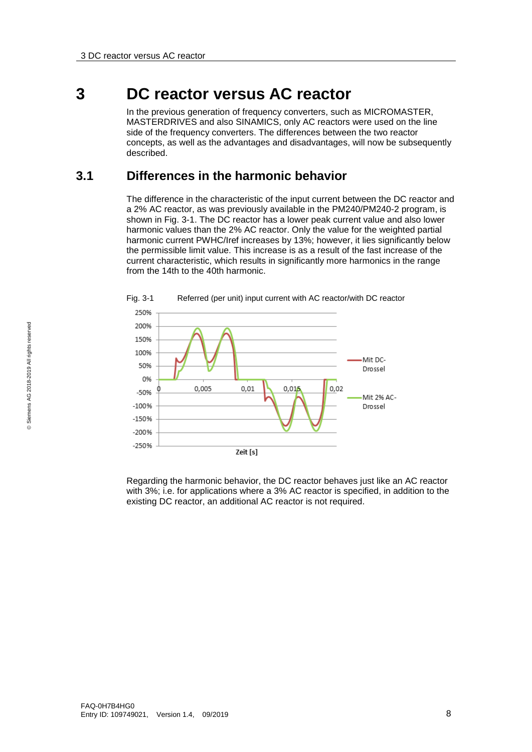# 3 DC reactor versus AC reactor

In the previous generation of frequency converters, such as MICROMASTER, MASTERDRIVES and also SINAMICS, only AC reactors were used on the line side of the frequency converters. The differences between the two reactor concepts, as well as the advantages and disadvantages, will now be subsequently described.

## 3.1 Differences in the harmonic behavior

The difference in the characteristic of the input current between the DC reactor and a 2% AC reactor, as was previously available in the PM240/PM240-2 program, is shown in Fig. 3-1. The DC reactor has a lower peak current value and also lower harmonic values than the 2% AC reactor. Only the value for the weighted partial harmonic current PWHC/Iref increases by 13%; however, it lies significantly below the permissible limit value. This increase is as a result of the fast increase of the current characteristic, which results in significantly more harmonics in the range from the 14th to the 40th harmonic.

Fig. 3-1 Referred (per unit) input current with AC reactor/with DC reactor

Regarding the harmonic behavior, the DC reactor behaves just like an AC reactor with 3%; i.e. for applications where a 3% AC reactor is specified, in addition to the existing DC reactor, an additional AC reactor is not required.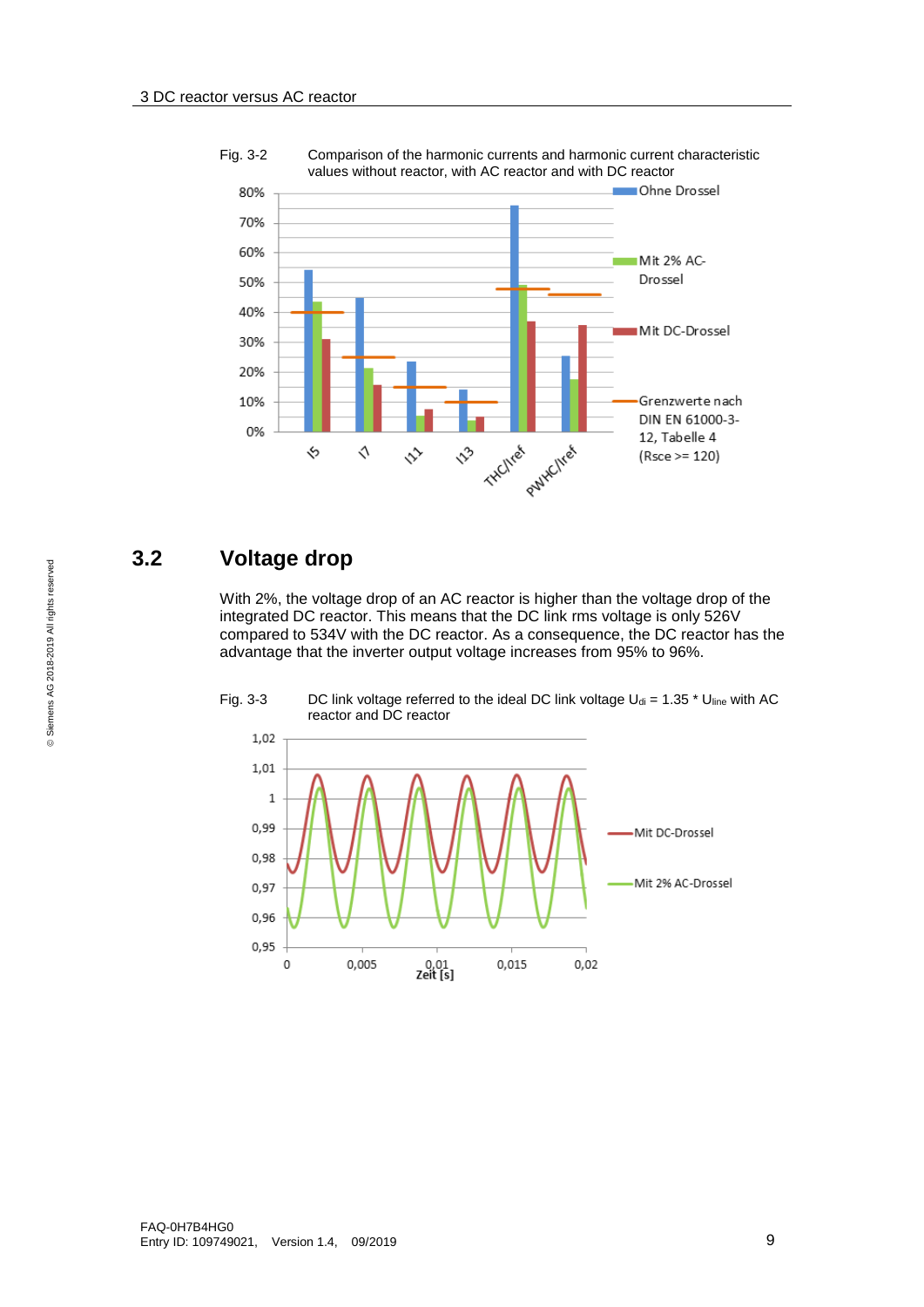Fig. 3-2 Comparison of the harmonic currents and harmonic current characteristic values without reactor, with AC reactor and with DC reactor

## 3.2 Voltage drop

With 2%, the voltage drop of an AC reactor is higher than the voltage drop of the integrated DC reactor. This means that the DC link rms voltage is only 526V compared to 534V with the DC reactor. As a consequence, the DC reactor has the advantage that the inverter output voltage increases from 95% to 96%.

Fig. 3-3 DC link voltage referred to the ideal DC link voltage $U_{di} = 1.35 * U_{line}$ with AC reactor and DC reactor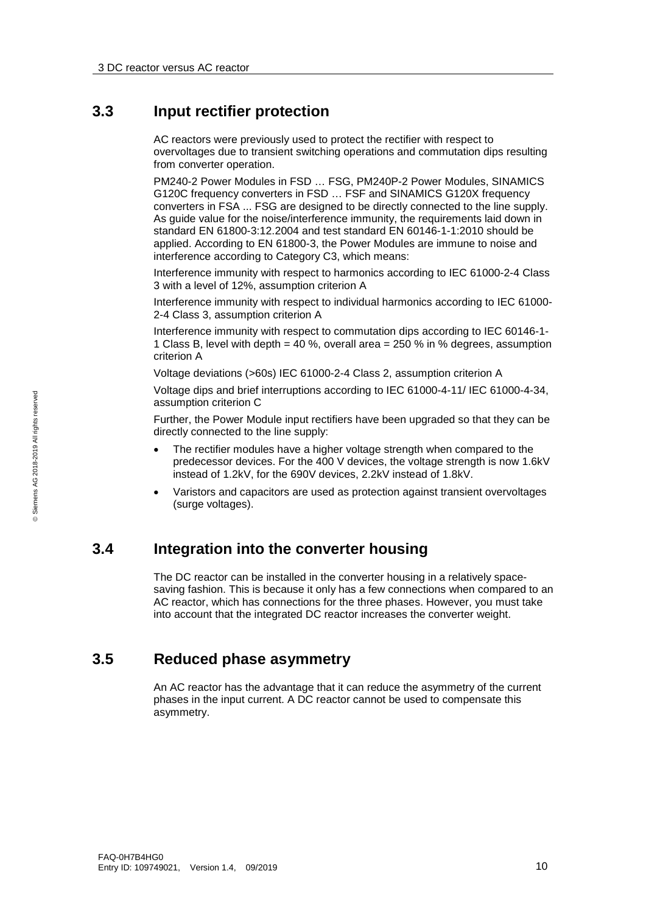## 3.3 Input rectifier protection

AC reactors were previously used to protect the rectifier with respect to overvoltages due to transient switching operations and commutation dips resulting from converter operation.

PM240-2 Power Modules in FSD … FSG, PM240P-2 Power Modules, SINAMICS G120C frequency converters in FSD … FSF and SINAMICS G120X frequency converters in FSA ... FSG are designed to be directly connected to the line supply. As guide value for the noise/interference immunity, the requirements laid down in standard EN 61800-3:12.2004 and test standard EN 60146-1-1:2010 should be applied. According to EN 61800-3, the Power Modules are immune to noise and interference according to Category C3, which means:

Interference immunity with respect to harmonics according to IEC 61000-2-4 Class 3 with a level of 12%, assumption criterion A

Interference immunity with respect to individual harmonics according to IEC 61000-2-4 Class 3, assumption criterion A

Interference immunity with respect to commutation dips according to IEC 60146-1-1 Class B, level with depth = 40 %, overall area = 250 % in % degrees, assumption criterion A

Voltage deviations (>60s) IEC 61000-2-4 Class 2, assumption criterion A

Voltage dips and brief interruptions according to IEC 61000-4-11/ IEC 61000-4-34, assumption criterion C

Further, the Power Module input rectifiers have been upgraded so that they can be directly connected to the line supply:

- The rectifier modules have a higher voltage strength when compared to the predecessor devices. For the 400 V devices, the voltage strength is now 1.6kV instead of 1.2kV, for the 690V devices, 2.2kV instead of 1.8kV.
- Varistors and capacitors are used as protection against transient overvoltages (surge voltages).

## 3.4 Integration into the converter housing

The DC reactor can be installed in the converter housing in a relatively space-saving fashion. This is because it only has a few connections when compared to an AC reactor, which has connections for the three phases. However, you must take into account that the integrated DC reactor increases the converter weight.

## 3.5 Reduced phase asymmetry

An AC reactor has the advantage that it can reduce the asymmetry of the current phases in the input current. A DC reactor cannot be used to compensate this asymmetry.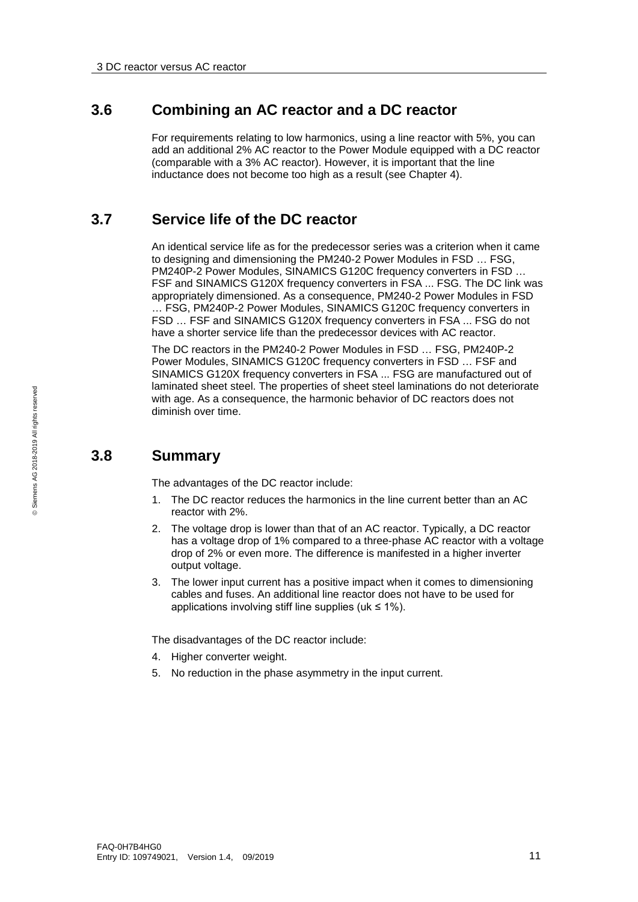## 3.6 Combining an AC reactor and a DC reactor

For requirements relating to low harmonics, using a line reactor with 5%, you can add an additional 2% AC reactor to the Power Module equipped with a DC reactor (comparable with a 3% AC reactor). However, it is important that the line inductance does not become too high as a result (see Chapter 4).

## 3.7 Service life of the DC reactor

An identical service life as for the predecessor series was a criterion when it came to designing and dimensioning the PM240-2 Power Modules in FSD … FSG, PM240P-2 Power Modules, SINAMICS G120C frequency converters in FSD … FSF and SINAMICS G120X frequency converters in FSA ... FSG. The DC link was appropriately dimensioned. As a consequence, PM240-2 Power Modules in FSD … FSG, PM240P-2 Power Modules, SINAMICS G120C frequency converters in FSD … FSF and SINAMICS G120X frequency converters in FSA ... FSG do not have a shorter service life than the predecessor devices with AC reactor.

The DC reactors in the PM240-2 Power Modules in FSD … FSG, PM240P-2 Power Modules, SINAMICS G120C frequency converters in FSD … FSF and SINAMICS G120X frequency converters in FSA ... FSG are manufactured out of laminated sheet steel. The properties of sheet steel laminations do not deteriorate with age. As a consequence, the harmonic behavior of DC reactors does not diminish over time.

## 3.8 Summary

The advantages of the DC reactor include:

1. The DC reactor reduces the harmonics in the line current better than an AC reactor with 2%.
2. The voltage drop is lower than that of an AC reactor. Typically, a DC reactor has a voltage drop of 1% compared to a three-phase AC reactor with a voltage drop of 2% or even more. The difference is manifested in a higher inverter output voltage.
3. The lower input current has a positive impact when it comes to dimensioning cables and fuses. An additional line reactor does not have to be used for applications involving stiff line supplies (uk ≤ 1%).

The disadvantages of the DC reactor include:

4. Higher converter weight.
5. No reduction in the phase asymmetry in the input current.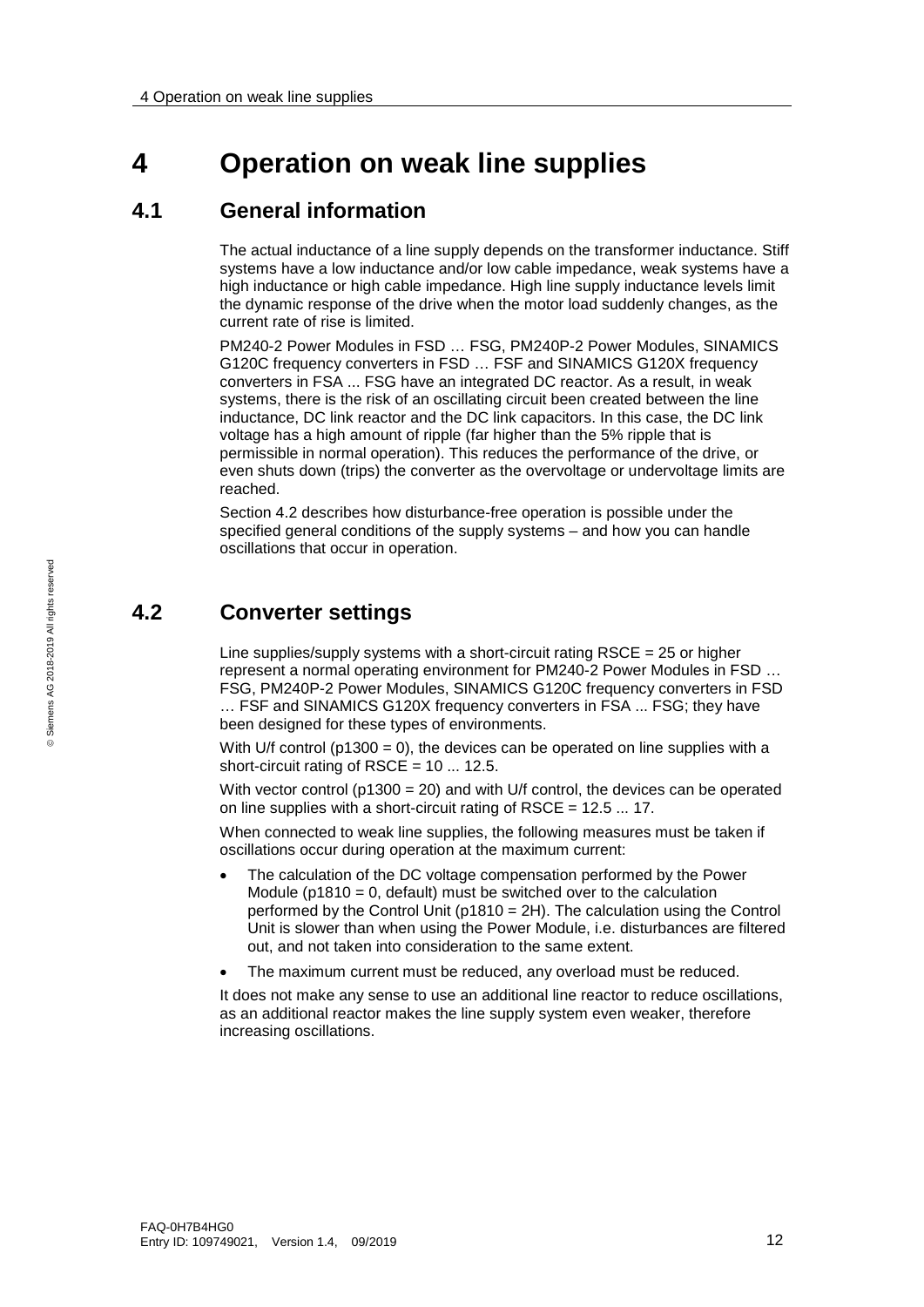# 4 Operation on weak line supplies

## 4.1 General information

The actual inductance of a line supply depends on the transformer inductance. Stiff systems have a low inductance and/or low cable impedance, weak systems have a high inductance or high cable impedance. High line supply inductance levels limit the dynamic response of the drive when the motor load suddenly changes, as the current rate of rise is limited.

PM240-2 Power Modules in FSD … FSG, PM240P-2 Power Modules, SINAMICS G120C frequency converters in FSD … FSF and SINAMICS G120X frequency converters in FSA ... FSG have an integrated DC reactor. As a result, in weak systems, there is the risk of an oscillating circuit been created between the line inductance, DC link reactor and the DC link capacitors. In this case, the DC link voltage has a high amount of ripple (far higher than the 5% ripple that is permissible in normal operation). This reduces the performance of the drive, or even shuts down (trips) the converter as the overvoltage or undervoltage limits are reached.

Section 4.2 describes how disturbance-free operation is possible under the specified general conditions of the supply systems – and how you can handle oscillations that occur in operation.

## 4.2 Converter settings

Line supplies/supply systems with a short-circuit rating RSCE = 25 or higher represent a normal operating environment for PM240-2 Power Modules in FSD … FSG, PM240P-2 Power Modules, SINAMICS G120C frequency converters in FSD … FSF and SINAMICS G120X frequency converters in FSA ... FSG; they have been designed for these types of environments.

With U/f control (p1300 = 0), the devices can be operated on line supplies with a short-circuit rating of RSCE = 10 ... 12.5.

With vector control (p1300 = 20) and with U/f control, the devices can be operated on line supplies with a short-circuit rating of RSCE = 12.5 ... 17.

When connected to weak line supplies, the following measures must be taken if oscillations occur during operation at the maximum current:

- The calculation of the DC voltage compensation performed by the Power Module (p1810 = 0, default) must be switched over to the calculation performed by the Control Unit (p1810 = 2H). The calculation using the Control Unit is slower than when using the Power Module, i.e. disturbances are filtered out, and not taken into consideration to the same extent.
- The maximum current must be reduced, any overload must be reduced.

It does not make any sense to use an additional line reactor to reduce oscillations, as an additional reactor makes the line supply system even weaker, therefore increasing oscillations.